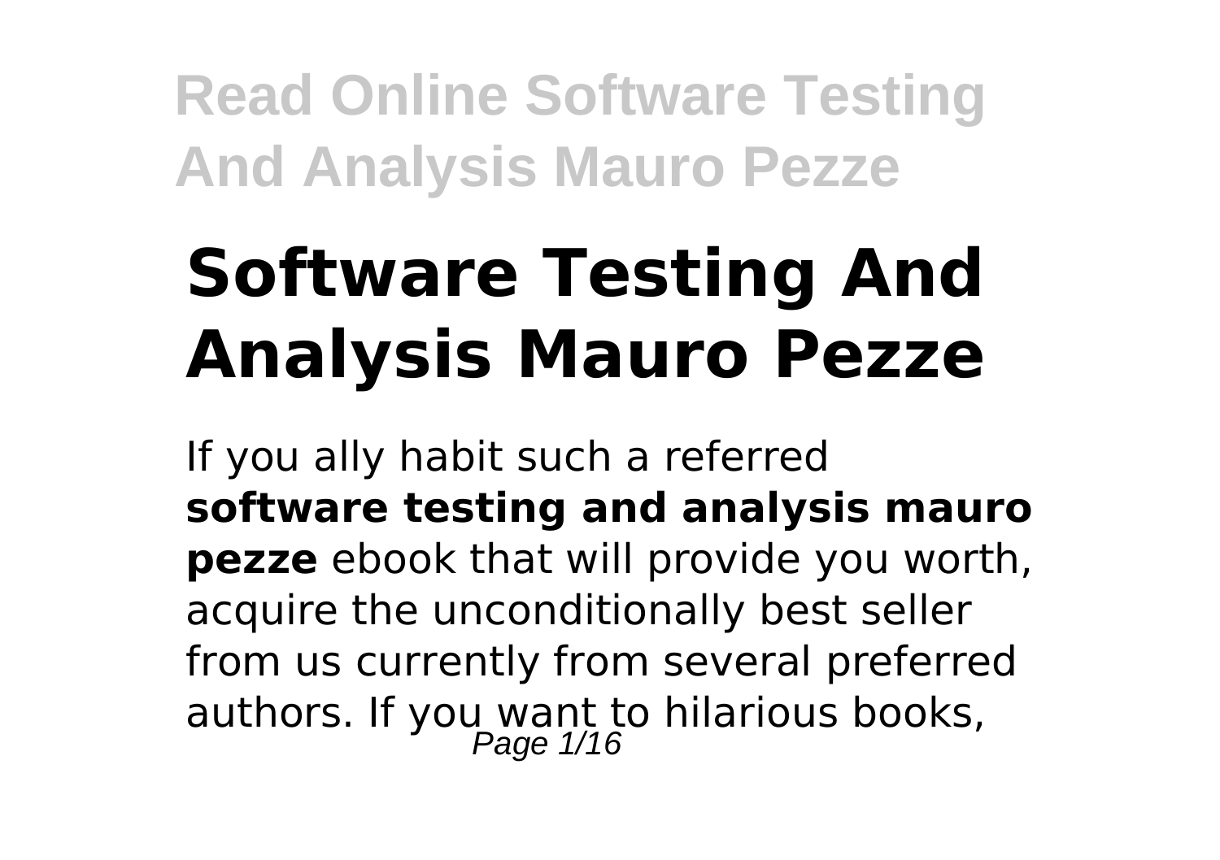# Software Testing And Analysis Mauro Pezze

If you ally habit such a referred **software testing and analysis mauro pezze** ebook that will provide you worth, acquire the unconditionally best seller from us currently from several preferred authors. If you want to hilarious books,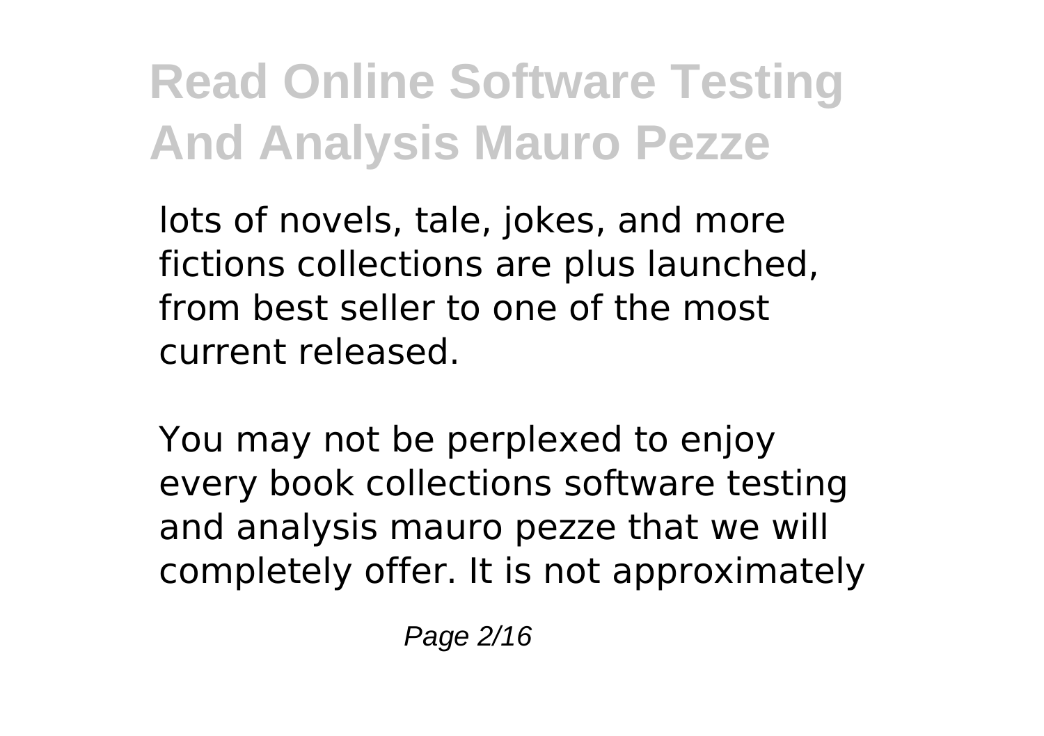lots of novels, tale, jokes, and more fictions collections are plus launched, from best seller to one of the most current released.

You may not be perplexed to enjoy every book collections software testing and analysis mauro pezze that we will completely offer. It is not approximately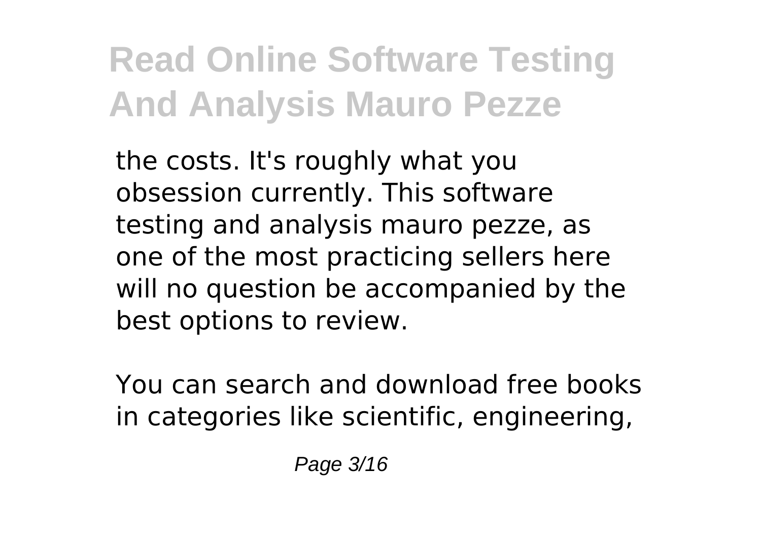the costs. It's roughly what you obsession currently. This software testing and analysis mauro pezze, as one of the most practicing sellers here will no question be accompanied by the best options to review.

You can search and download free books in categories like scientific, engineering,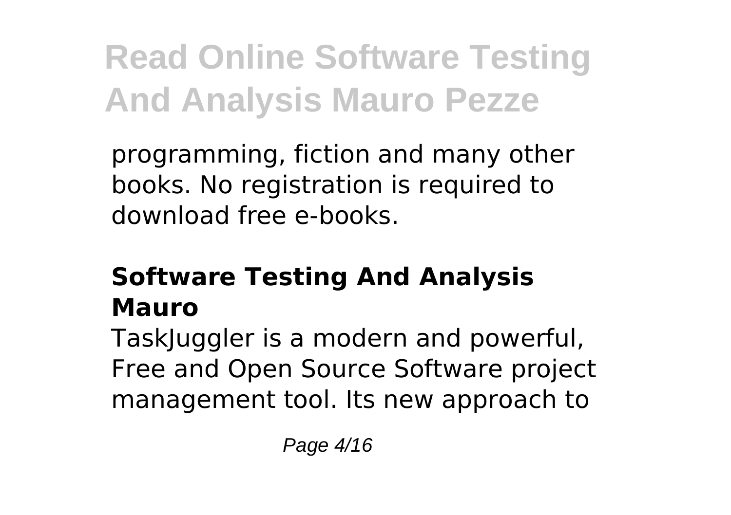programming, fiction and many other books. No registration is required to download free e-books.

### Software Testing And Analysis Mauro

TaskJuggler is a modern and powerful, Free and Open Source Software project management tool. Its new approach to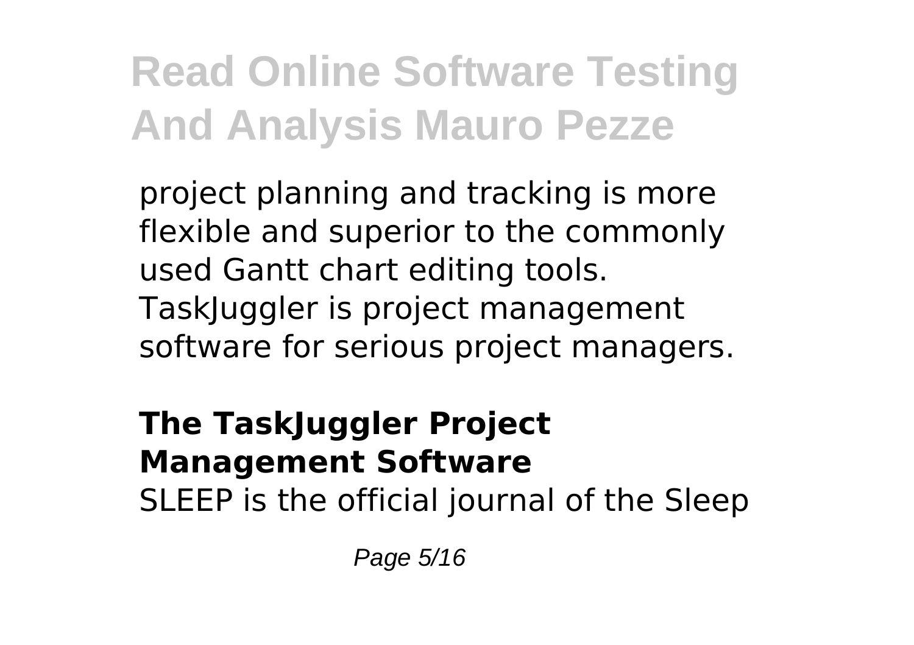project planning and tracking is more flexible and superior to the commonly used Gantt chart editing tools. TaskJuggler is project management software for serious project managers.

**The TaskJuggler Project Management Software**

SLEEP is the official journal of the Sleep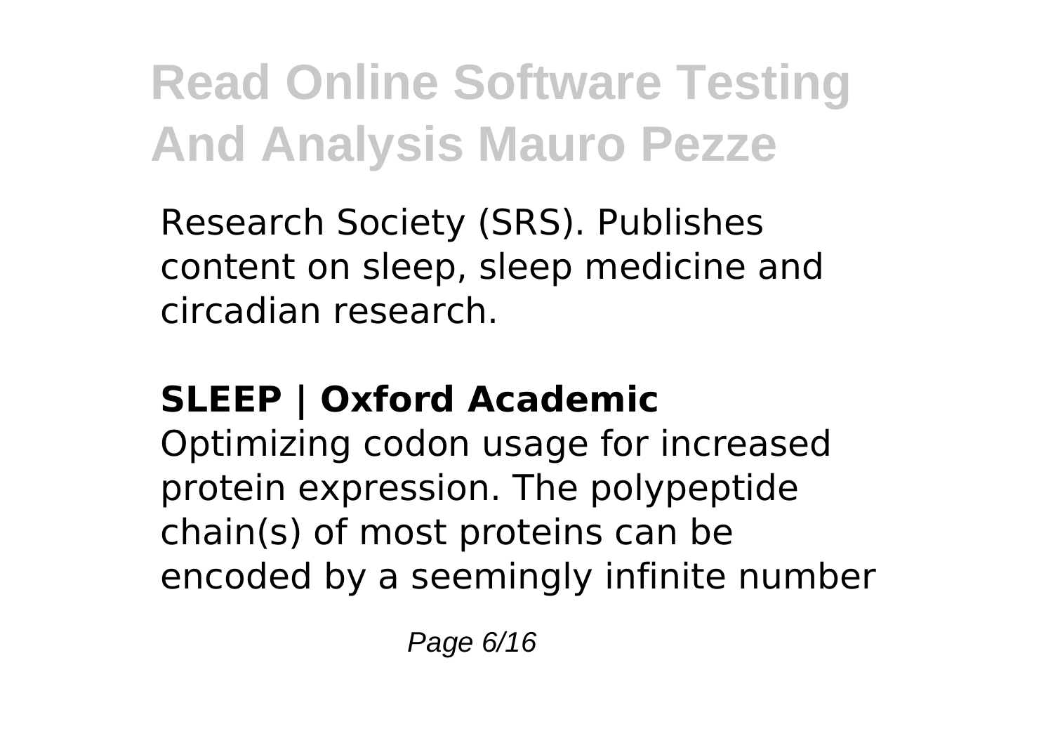Research Society (SRS). Publishes content on sleep, sleep medicine and circadian research.

**SLEEP | Oxford Academic**

Optimizing codon usage for increased protein expression. The polypeptide chain(s) of most proteins can be encoded by a seemingly infinite number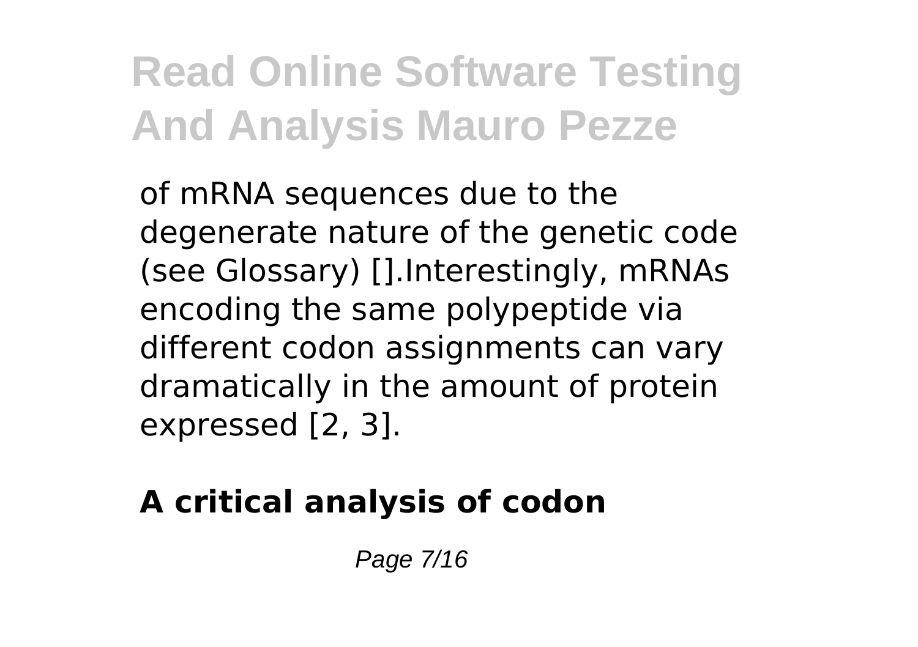of mRNA sequences due to the degenerate nature of the genetic code (see Glossary) [].Interestingly, mRNAs encoding the same polypeptide via different codon assignments can vary dramatically in the amount of protein expressed [2, 3].

## A critical analysis of codon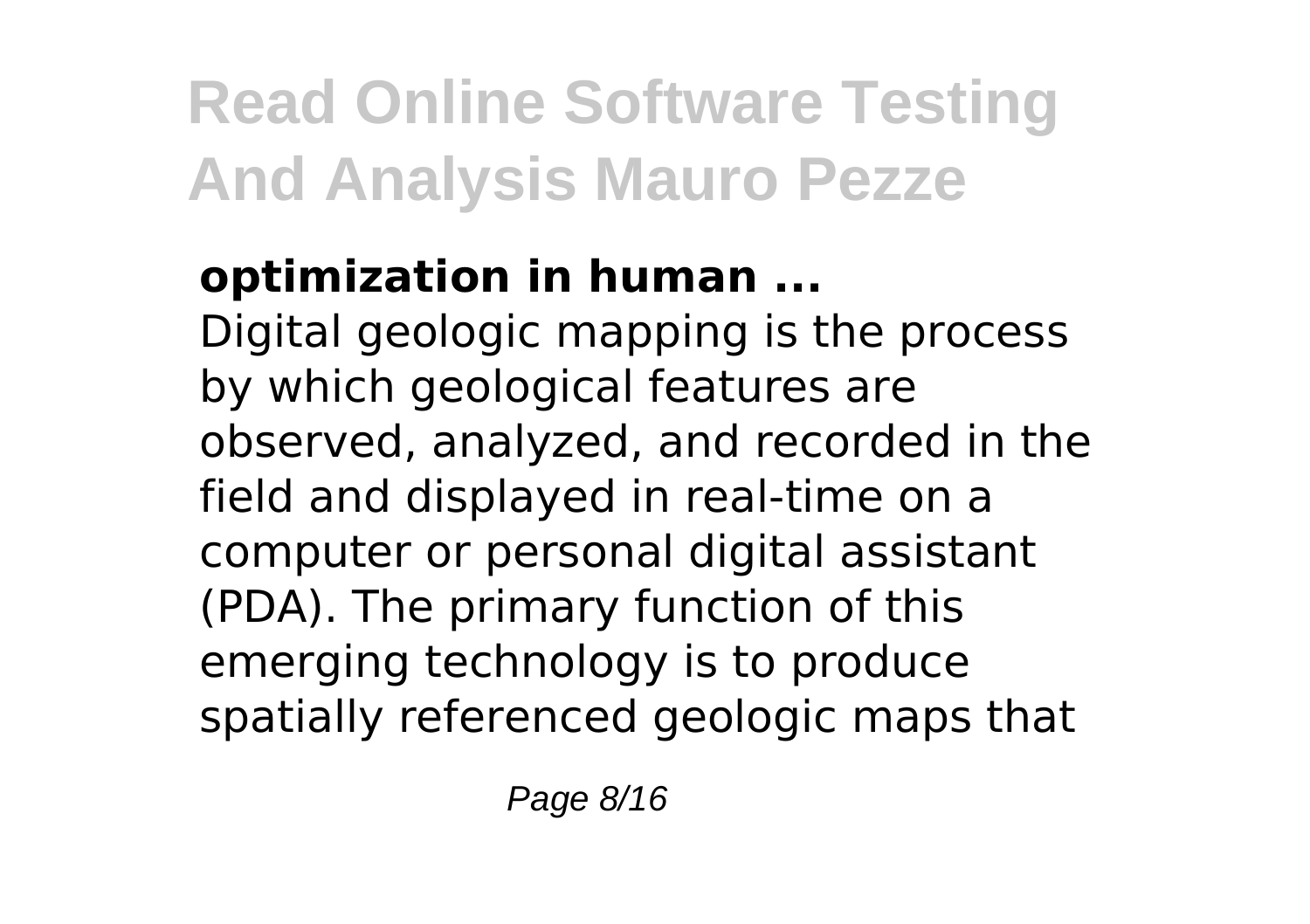**optimization in human ...**

Digital geologic mapping is the process by which geological features are observed, analyzed, and recorded in the field and displayed in real-time on a computer or personal digital assistant (PDA). The primary function of this emerging technology is to produce spatially referenced geologic maps that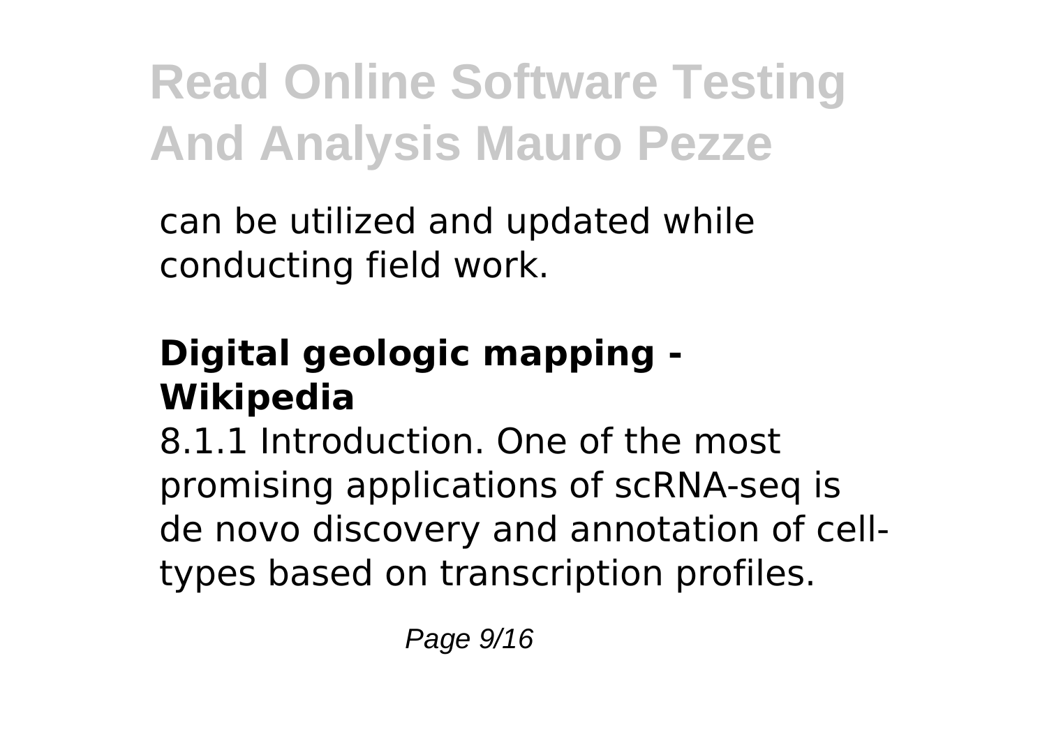can be utilized and updated while conducting field work.

## Digital geologic mapping - Wikipedia

8.1.1 Introduction. One of the most promising applications of scRNA-seq is de novo discovery and annotation of cell-types based on transcription profiles.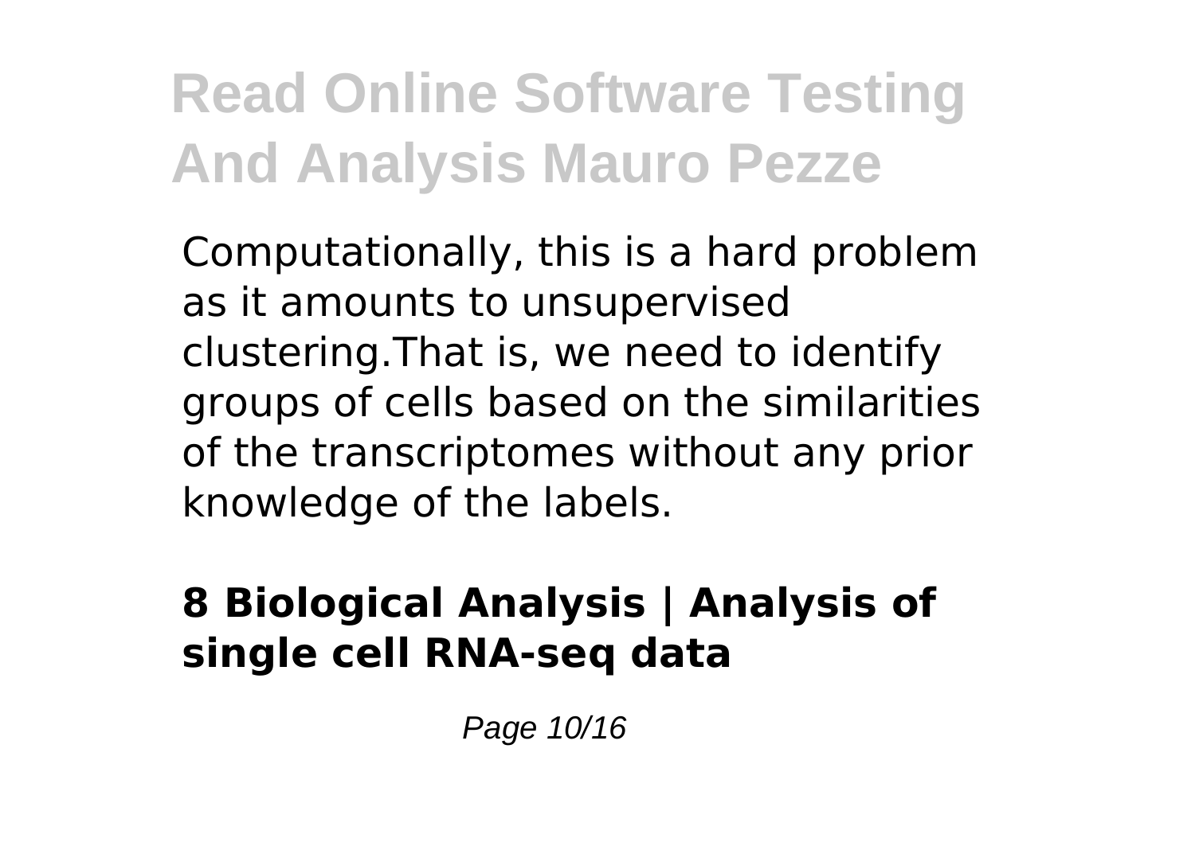Computationally, this is a hard problem as it amounts to unsupervised clustering.That is, we need to identify groups of cells based on the similarities of the transcriptomes without any prior knowledge of the labels.

**8 Biological Analysis | Analysis of single cell RNA-seq data**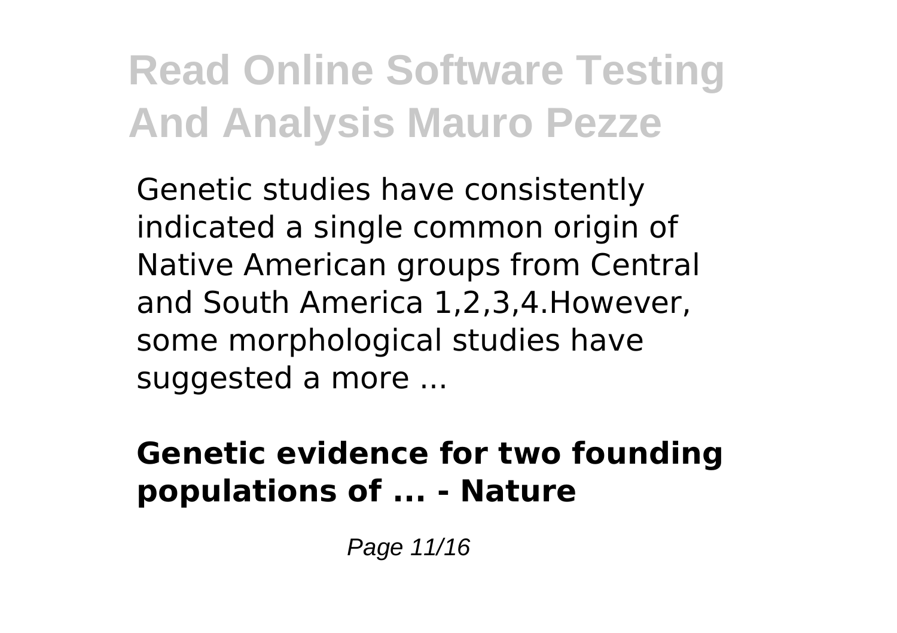Genetic studies have consistently indicated a single common origin of Native American groups from Central and South America 1,2,3,4.However, some morphological studies have suggested a more ...

**Genetic evidence for two founding populations of ... - Nature**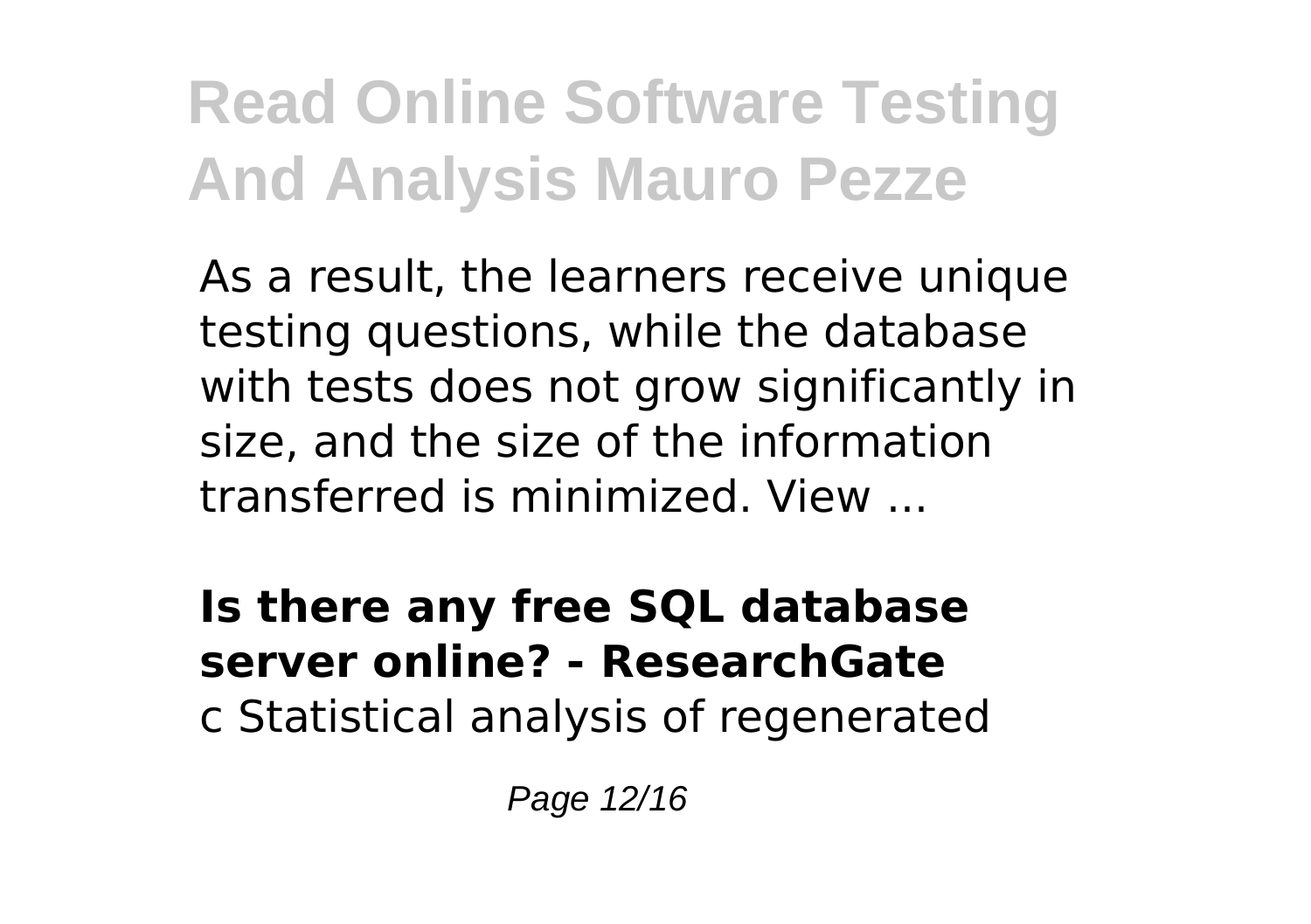As a result, the learners receive unique testing questions, while the database with tests does not grow significantly in size, and the size of the information transferred is minimized. View ...

**Is there any free SQL database server online? - ResearchGate**

c Statistical analysis of regenerated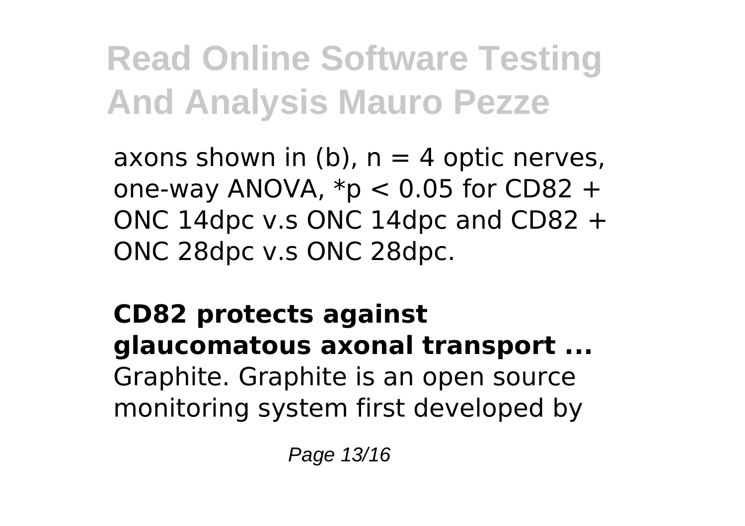axons shown in (b), $n = 4$ optic nerves, one-way ANOVA, $*p < 0.05$ for CD82 + ONC 14dpc v.s ONC 14dpc and CD82 + ONC 28dpc v.s ONC 28dpc.

**CD82 protects against glaucomatous axonal transport ...**

Graphite. Graphite is an open source monitoring system first developed by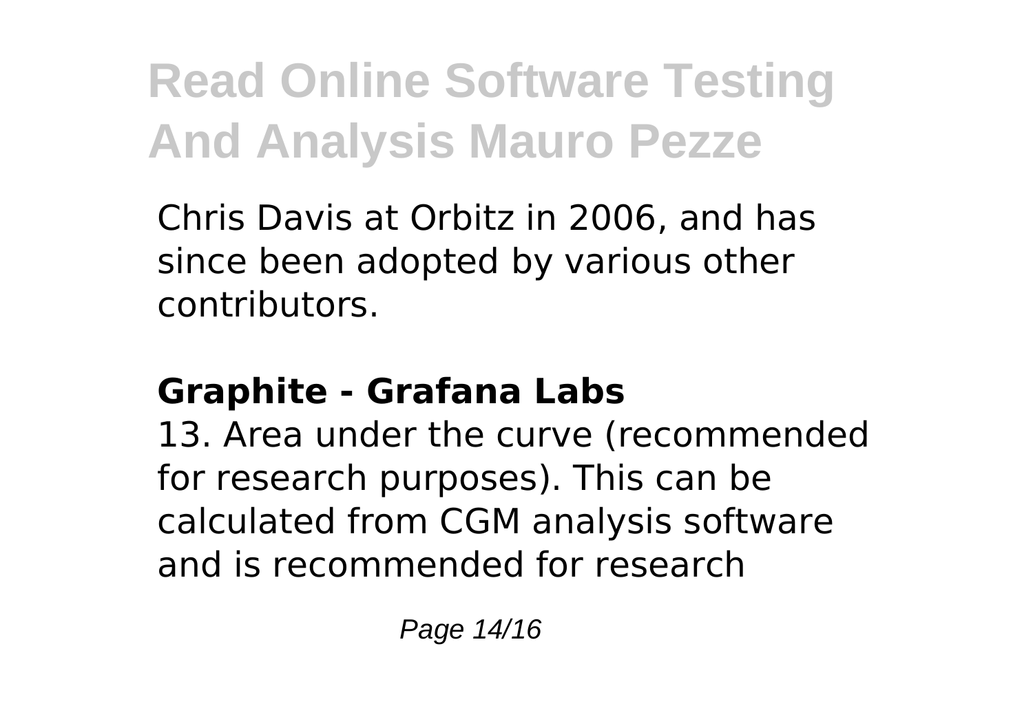Chris Davis at Orbitz in 2006, and has since been adopted by various other contributors.

**Graphite - Grafana Labs**

13. Area under the curve (recommended for research purposes). This can be calculated from CGM analysis software and is recommended for research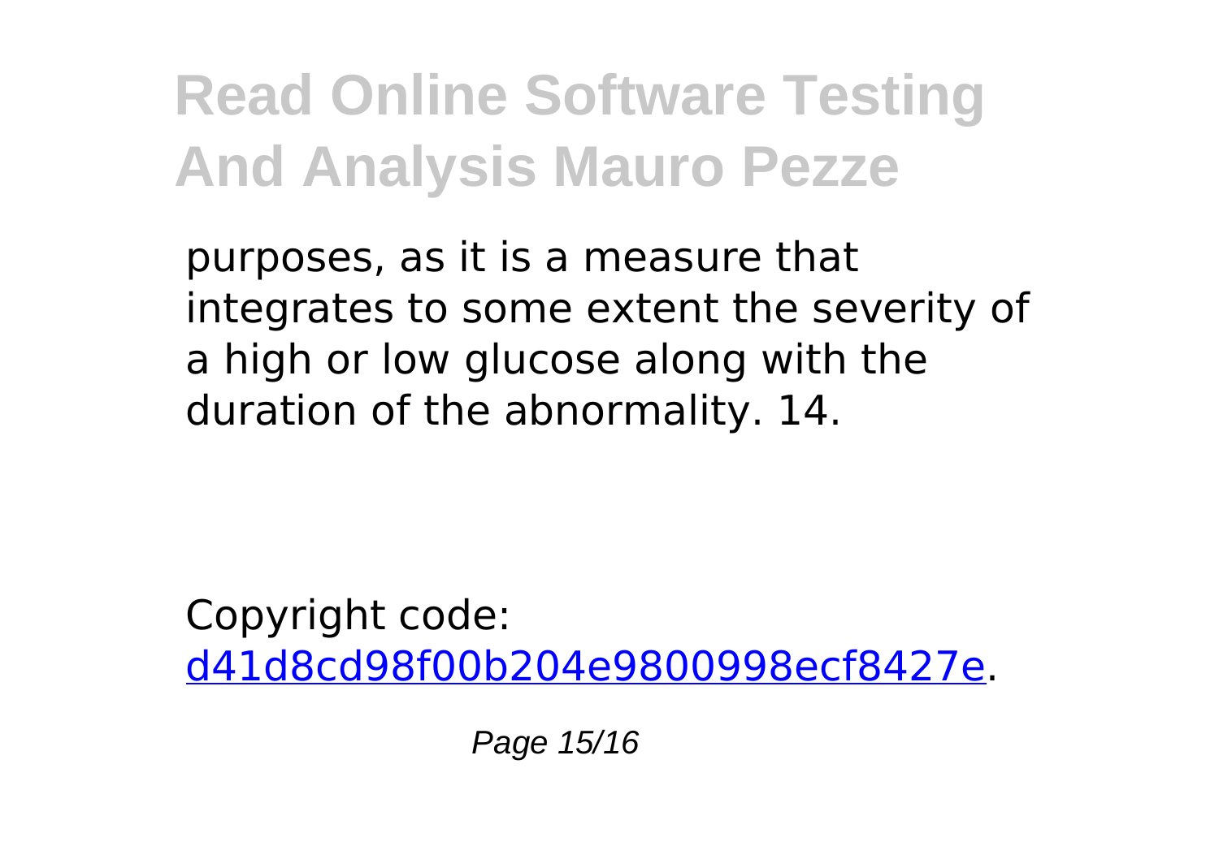purposes, as it is a measure that integrates to some extent the severity of a high or low glucose along with the duration of the abnormality. 14.

Copyright code: d41d8cd98f00b204e9800998ecf8427e.